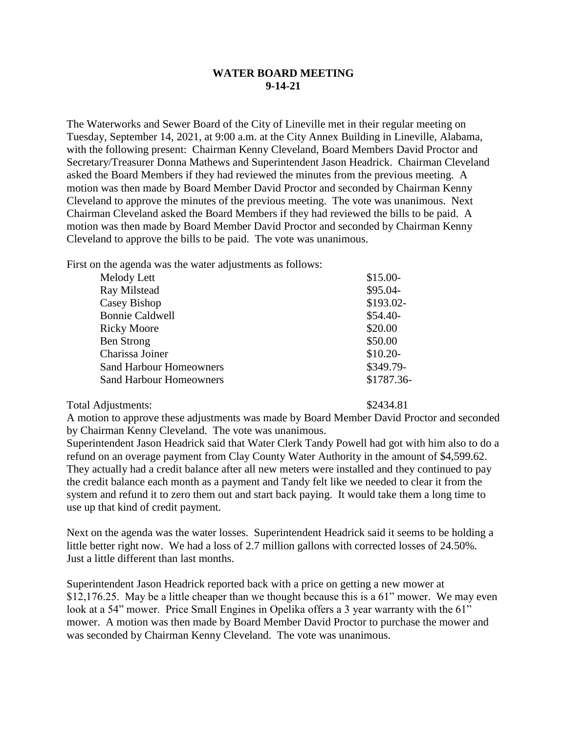# WATER BOARD MEETING
## 9-14-21

The Waterworks and Sewer Board of the City of Lineville met in their regular meeting on Tuesday, September 14, 2021, at 9:00 a.m. at the City Annex Building in Lineville, Alabama, with the following present: Chairman Kenny Cleveland, Board Members David Proctor and Secretary/Treasurer Donna Mathews and Superintendent Jason Headrick. Chairman Cleveland asked the Board Members if they had reviewed the minutes from the previous meeting. A motion was then made by Board Member David Proctor and seconded by Chairman Kenny Cleveland to approve the minutes of the previous meeting. The vote was unanimous. Next Chairman Cleveland asked the Board Members if they had reviewed the bills to be paid. A motion was then made by Board Member David Proctor and seconded by Chairman Kenny Cleveland to approve the bills to be paid. The vote was unanimous.

First on the agenda was the water adjustments as follows:

| | |
|---|---|
| Melody Lett | $15.00- |
| Ray Milstead | $95.04- |
| Casey Bishop | $193.02- |
| Bonnie Caldwell | $54.40- |
| Ricky Moore | $20.00 |
| Ben Strong | $50.00 |
| Charissa Joiner | $10.20- |
| Sand Harbour Homeowners | $349.79- |
| Sand Harbour Homeowners | $1787.36- |

Total Adjustments: $2434.81

A motion to approve these adjustments was made by Board Member David Proctor and seconded by Chairman Kenny Cleveland. The vote was unanimous.

Superintendent Jason Headrick said that Water Clerk Tandy Powell had got with him also to do a refund on an overage payment from Clay County Water Authority in the amount of $4,599.62. They actually had a credit balance after all new meters were installed and they continued to pay the credit balance each month as a payment and Tandy felt like we needed to clear it from the system and refund it to zero them out and start back paying. It would take them a long time to use up that kind of credit payment.

Next on the agenda was the water losses. Superintendent Headrick said it seems to be holding a little better right now. We had a loss of 2.7 million gallons with corrected losses of 24.50%. Just a little different than last months.

Superintendent Jason Headrick reported back with a price on getting a new mower at $12,176.25. May be a little cheaper than we thought because this is a 61" mower. We may even look at a 54" mower. Price Small Engines in Opelika offers a 3 year warranty with the 61" mower. A motion was then made by Board Member David Proctor to purchase the mower and was seconded by Chairman Kenny Cleveland. The vote was unanimous.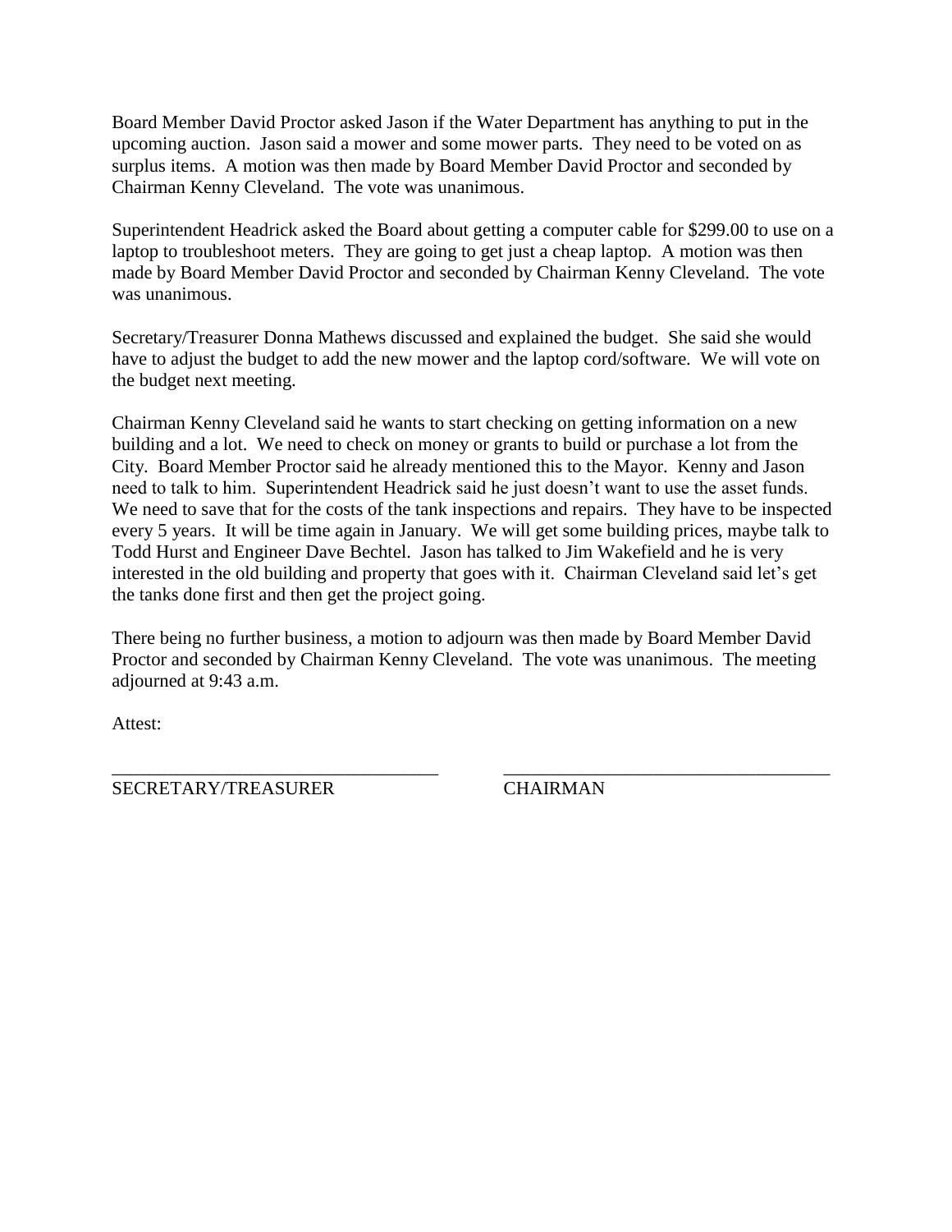Board Member David Proctor asked Jason if the Water Department has anything to put in the upcoming auction. Jason said a mower and some mower parts. They need to be voted on as surplus items. A motion was then made by Board Member David Proctor and seconded by Chairman Kenny Cleveland. The vote was unanimous.

Superintendent Headrick asked the Board about getting a computer cable for $299.00 to use on a laptop to troubleshoot meters. They are going to get just a cheap laptop. A motion was then made by Board Member David Proctor and seconded by Chairman Kenny Cleveland. The vote was unanimous.

Secretary/Treasurer Donna Mathews discussed and explained the budget. She said she would have to adjust the budget to add the new mower and the laptop cord/software. We will vote on the budget next meeting.

Chairman Kenny Cleveland said he wants to start checking on getting information on a new building and a lot. We need to check on money or grants to build or purchase a lot from the City. Board Member Proctor said he already mentioned this to the Mayor. Kenny and Jason need to talk to him. Superintendent Headrick said he just doesn't want to use the asset funds. We need to save that for the costs of the tank inspections and repairs. They have to be inspected every 5 years. It will be time again in January. We will get some building prices, maybe talk to Todd Hurst and Engineer Dave Bechtel. Jason has talked to Jim Wakefield and he is very interested in the old building and property that goes with it. Chairman Cleveland said let's get the tanks done first and then get the project going.

There being no further business, a motion to adjourn was then made by Board Member David Proctor and seconded by Chairman Kenny Cleveland. The vote was unanimous. The meeting adjourned at 9:43 a.m.

Attest:

\_\_\_\_\_\_\_\_\_\_\_\_\_\_\_\_\_\_\_\_\_\_\_\_\_\_\_\_\_\_\_\_\_\_\_\_ \_\_\_\_\_\_\_\_\_\_\_\_\_\_\_\_\_\_\_\_\_\_\_\_\_\_\_\_\_\_\_\_\_\_\_\_

SECRETARY/TREASURER CHAIRMAN